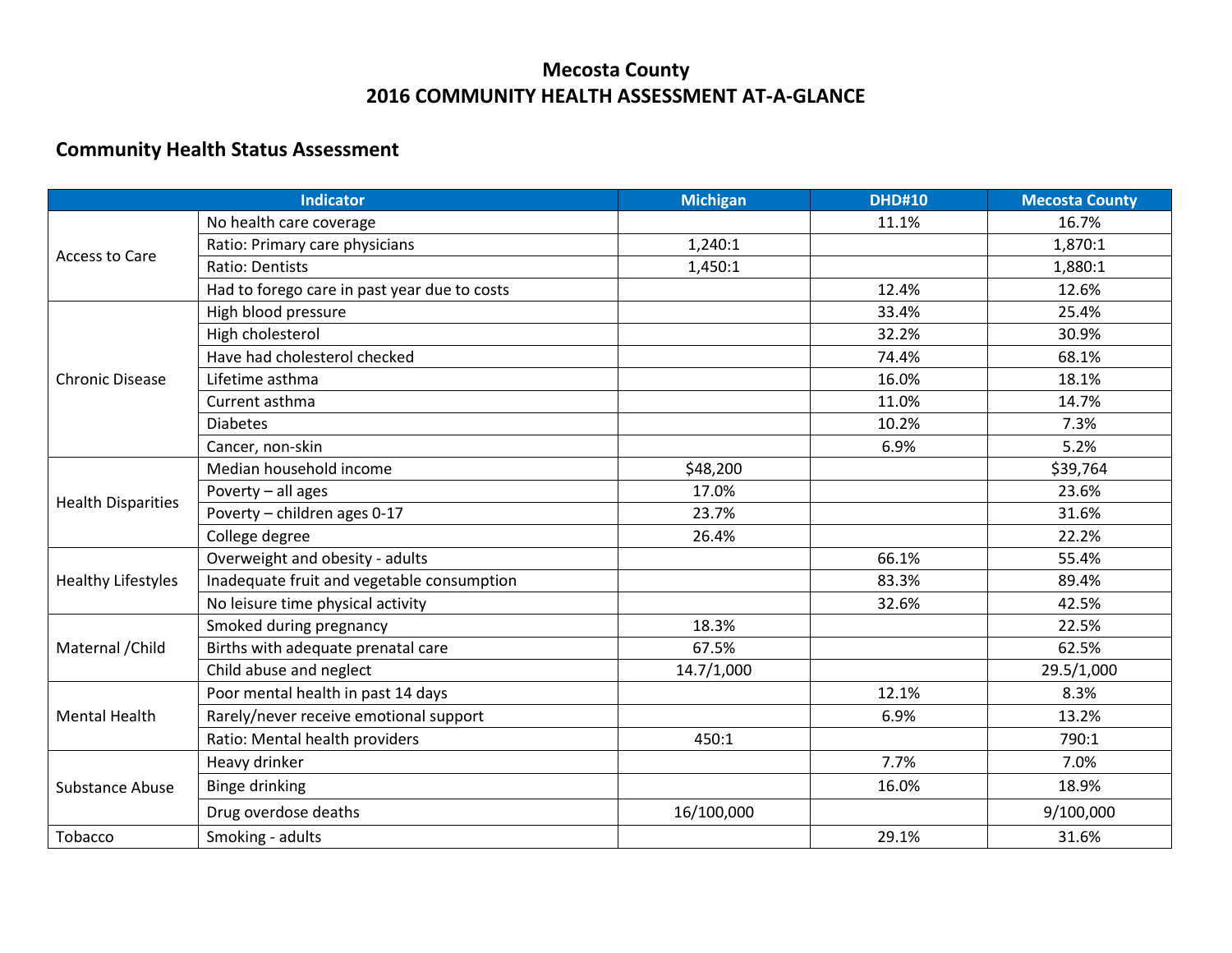# Mecosta County
# 2016 COMMUNITY HEALTH ASSESSMENT AT-A-GLANCE

## Community Health Status Assessment

| Indicator | | Michigan | DHD#10 | Mecosta County |
|---|---|---|---|---|
| Access to Care | No health care coverage | | 11.1% | 16.7% |
| | Ratio: Primary care physicians | 1,240:1 | | 1,870:1 |
| | Ratio: Dentists | 1,450:1 | | 1,880:1 |
| | Had to forego care in past year due to costs | | 12.4% | 12.6% |
| Chronic Disease | High blood pressure | | 33.4% | 25.4% |
| | High cholesterol | | 32.2% | 30.9% |
| | Have had cholesterol checked | | 74.4% | 68.1% |
| | Lifetime asthma | | 16.0% | 18.1% |
| | Current asthma | | 11.0% | 14.7% |
| | Diabetes | | 10.2% | 7.3% |
| | Cancer, non-skin | | 6.9% | 5.2% |
| Health Disparities | Median household income | $48,200 | | $39,764 |
| | Poverty – all ages | 17.0% | | 23.6% |
| | Poverty – children ages 0-17 | 23.7% | | 31.6% |
| | College degree | 26.4% | | 22.2% |
| Healthy Lifestyles | Overweight and obesity - adults | | 66.1% | 55.4% |
| | Inadequate fruit and vegetable consumption | | 83.3% | 89.4% |
| | No leisure time physical activity | | 32.6% | 42.5% |
| Maternal /Child | Smoked during pregnancy | 18.3% | | 22.5% |
| | Births with adequate prenatal care | 67.5% | | 62.5% |
| | Child abuse and neglect | 14.7/1,000 | | 29.5/1,000 |
| Mental Health | Poor mental health in past 14 days | | 12.1% | 8.3% |
| | Rarely/never receive emotional support | | 6.9% | 13.2% |
| | Ratio: Mental health providers | 450:1 | | 790:1 |
| Substance Abuse | Heavy drinker | | 7.7% | 7.0% |
| | Binge drinking | | 16.0% | 18.9% |
| | Drug overdose deaths | 16/100,000 | | 9/100,000 |
| Tobacco | Smoking - adults | | 29.1% | 31.6% |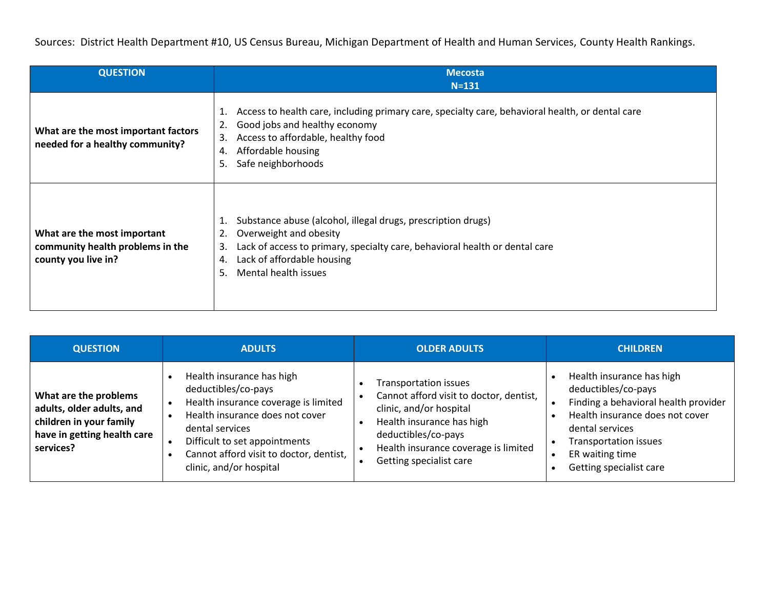Sources: District Health Department #10, US Census Bureau, Michigan Department of Health and Human Services, County Health Rankings.

| QUESTION | Mecosta N=131 |
|---|---|
| **What are the most important factors needed for a healthy community?** | 1. Access to health care, including primary care, specialty care, behavioral health, or dental care<br>2. Good jobs and healthy economy<br>3. Access to affordable, healthy food<br>4. Affordable housing<br>5. Safe neighborhoods |
| **What are the most important community health problems in the county you live in?** | 1. Substance abuse (alcohol, illegal drugs, prescription drugs)<br>2. Overweight and obesity<br>3. Lack of access to primary, specialty care, behavioral health or dental care<br>4. Lack of affordable housing<br>5. Mental health issues |

| QUESTION | ADULTS | OLDER ADULTS | CHILDREN |
|---|---|---|---|
| **What are the problems adults, older adults, and children in your family have in getting health care services?** | • Health insurance has high deductibles/co-pays<br>• Health insurance coverage is limited<br>• Health insurance does not cover dental services<br>• Difficult to set appointments<br>• Cannot afford visit to doctor, dentist, clinic, and/or hospital | • Transportation issues<br>• Cannot afford visit to doctor, dentist, clinic, and/or hospital<br>• Health insurance has high deductibles/co-pays<br>• Health insurance coverage is limited<br>• Getting specialist care | • Health insurance has high deductibles/co-pays<br>• Finding a behavioral health provider<br>• Health insurance does not cover dental services<br>• Transportation issues<br>• ER waiting time<br>• Getting specialist care |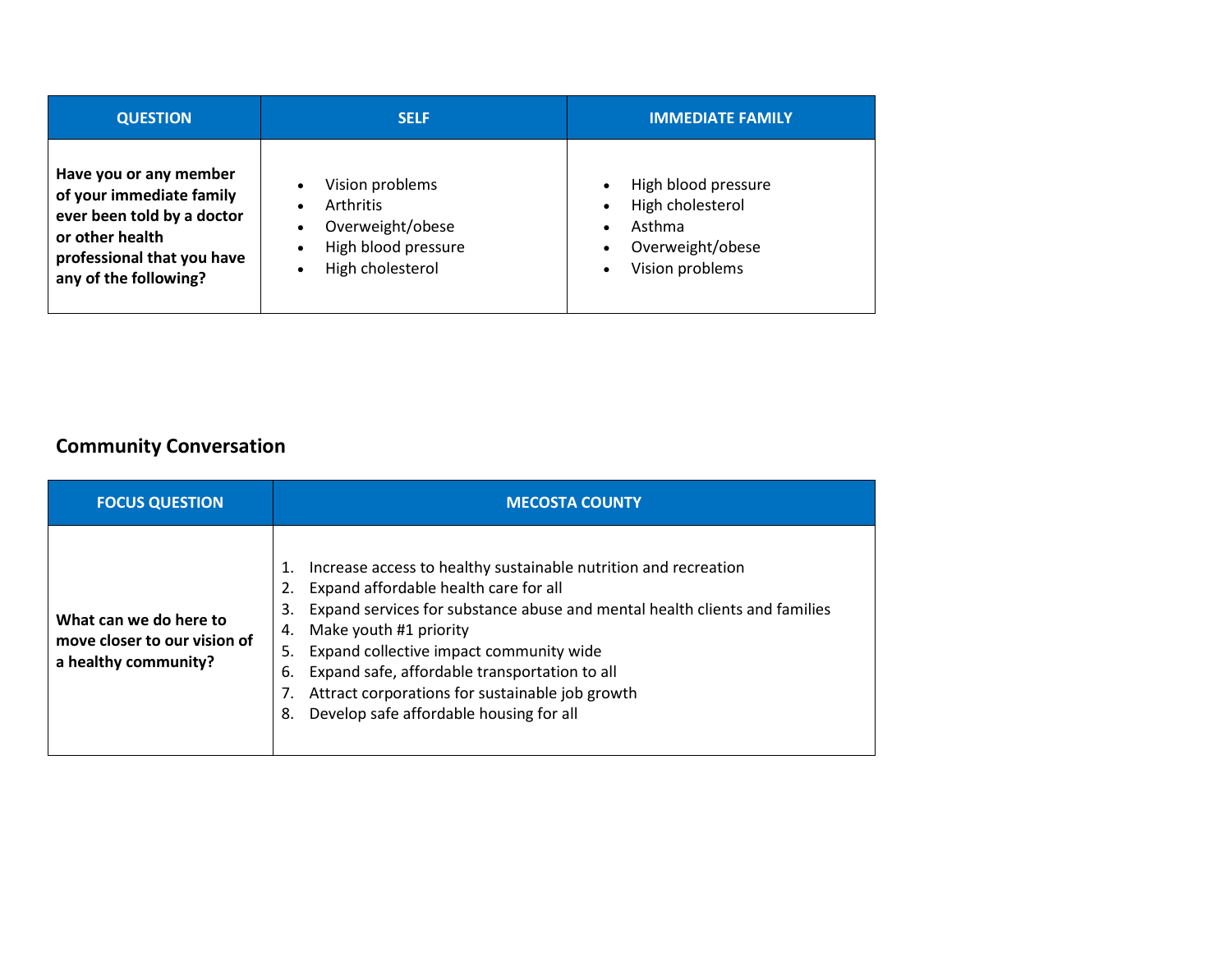| QUESTION | SELF | IMMEDIATE FAMILY |
| --- | --- | --- |
| **Have you or any member of your immediate family ever been told by a doctor or other health professional that you have any of the following?** | • Vision problems<br>• Arthritis<br>• Overweight/obese<br>• High blood pressure<br>• High cholesterol | • High blood pressure<br>• High cholesterol<br>• Asthma<br>• Overweight/obese<br>• Vision problems |

## Community Conversation

| FOCUS QUESTION | MECOSTA COUNTY |
| --- | --- |
| **What can we do here to move closer to our vision of a healthy community?** | 1. Increase access to healthy sustainable nutrition and recreation<br>2. Expand affordable health care for all<br>3. Expand services for substance abuse and mental health clients and families<br>4. Make youth #1 priority<br>5. Expand collective impact community wide<br>6. Expand safe, affordable transportation to all<br>7. Attract corporations for sustainable job growth<br>8. Develop safe affordable housing for all |